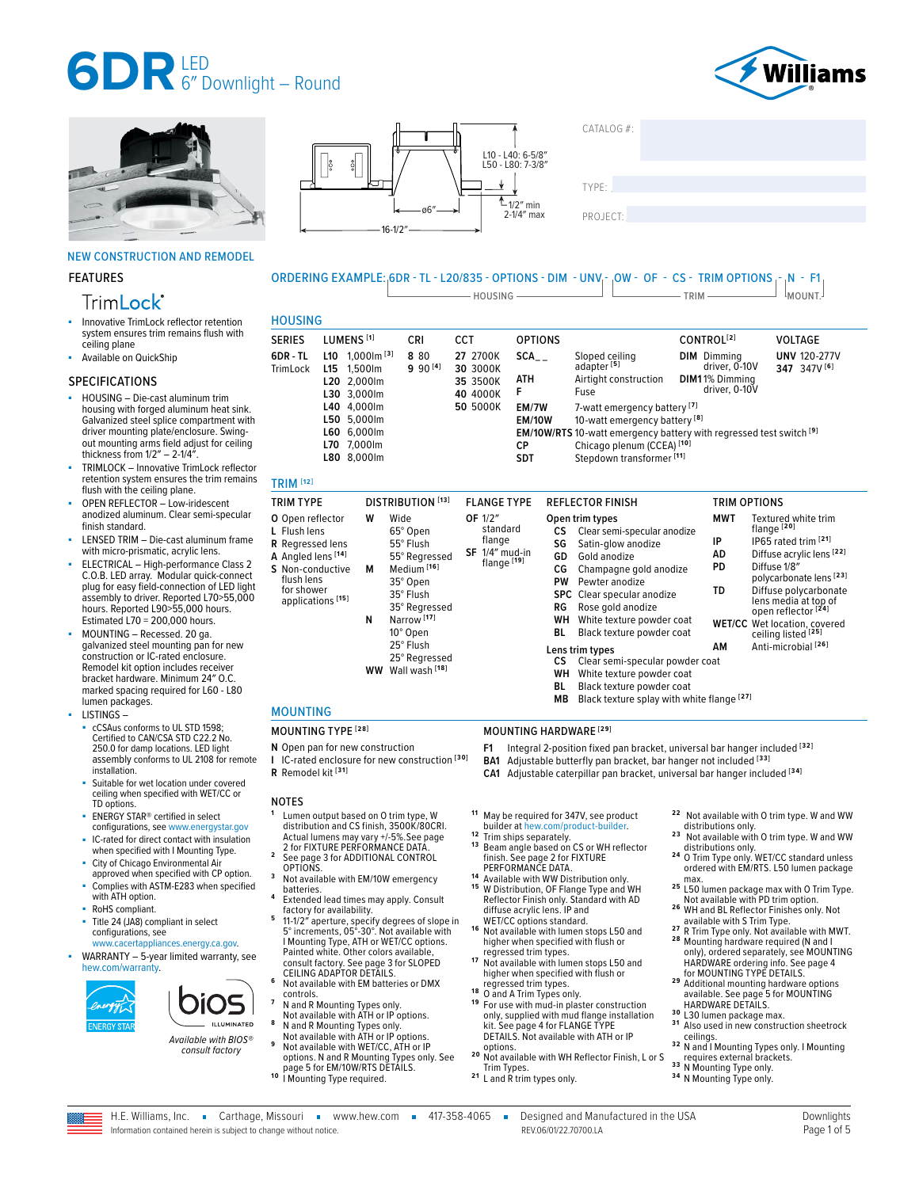# 6DR LED 6" Downlight – Round

Williams

L10 - L40: 6-5/8"
L50 - L80: 7-3/8"
ø6"
1/2" min
2-1/4" max
16-1/2"

CATALOG #:

TYPE:

PROJECT:

NEW CONSTRUCTION AND REMODEL

## FEATURES

TrimLock®

- Innovative TrimLock reflector retention system ensures trim remains flush with ceiling plane
- Available on QuickShip

## SPECIFICATIONS

- HOUSING – Die-cast aluminum trim housing with forged aluminum heat sink. Galvanized steel splice compartment with driver mounting plate/enclosure. Swing-out mounting arms field adjust for ceiling thickness from 1/2" – 2-1/4".
- TRIMLOCK – Innovative TrimLock reflector retention system ensures the trim remains flush with the ceiling plane.
- OPEN REFLECTOR – Low-iridescent anodized aluminum. Clear semi-specular finish standard.
- LENSED TRIM – Die-cast aluminum frame with micro-prismatic, acrylic lens.
- ELECTRICAL – High-performance Class 2 C.O.B. LED array. Modular quick-connect plug for easy field-connection of LED light assembly to driver. Reported L70>55,000 hours. Reported L90>55,000 hours. Estimated L70 = 200,000 hours.
- MOUNTING – Recessed. 20 ga. galvanized steel mounting pan for new construction or IC-rated enclosure. Remodel kit option includes receiver bracket hardware. Minimum 24" O.C. marked spacing required for L60 - L80 lumen packages.
- LISTINGS –
  - cCSAus conforms to UL STD 1598; Certified to CAN/CSA STD C22.2 No. 250.0 for damp locations. LED light assembly conforms to UL 2108 for remote installation.
  - Suitable for wet location under covered ceiling when specified with WET/CC or TD options.
  - ENERGY STAR® certified in select configurations, see www.energystar.gov
  - IC-rated for direct contact with insulation when specified with I Mounting Type.
  - City of Chicago Environmental Air approved when specified with CP option.
  - Complies with ASTM-E283 when specified with ATH option.
  - RoHS compliant.
  - Title 24 (JA8) compliant in select configurations, see www.cacertappliances.energy.ca.gov.
- WARRANTY – 5-year limited warranty, see hew.com/warranty.

ENERGY STAR

bios ILLUMINATED
*Available with BIOS® consult factory*

**ORDERING EXAMPLE:** 6DR - TL - L20/835 - OPTIONS - DIM - UNV - OW - OF - CS - TRIM OPTIONS - N - F1
(HOUSING: 6DR - TL - L20/835 - OPTIONS - DIM - UNV; TRIM: OW - OF - CS - TRIM OPTIONS; MOUNT.: N - F1)

## HOUSING

| SERIES | LUMENS [1] | CRI | CCT | OPTIONS | | CONTROL[2] | VOLTAGE |
|---|---|---|---|---|---|---|---|
| 6DR - TL TrimLock | L10 1,000lm [3] | 8 80 | 27 2700K | SCA__ | Sloped ceiling adapter [5] | DIM Dimming driver, 0-10V | UNV 120-277V |
| | L15 1,500lm | 9 90 [4] | 30 3000K | ATH | Airtight construction | DIM1 1% Dimming driver, 0-10V | 347 347V [6] |
| | L20 2,000lm | | 35 3500K | F | Fuse | | |
| | L30 3,000lm | | 40 4000K | EM/7W | 7-watt emergency battery [7] | | |
| | L40 4,000lm | | 50 5000K | EM/10W | 10-watt emergency battery [8] | | |
| | L50 5,000lm | | | EM/10W/RTS | 10-watt emergency battery with regressed test switch [9] | | |
| | L60 6,000lm | | | CP | Chicago plenum (CCEA) [10] | | |
| | L70 7,000lm | | | SDT | Stepdown transformer [11] | | |
| | L80 8,000lm | | | | | | |

## TRIM [12]

**TRIM TYPE**
- O Open reflector
- L Flush lens
- R Regressed lens
- A Angled lens [14]
- S Non-conductive flush lens for shower applications [15]

**DISTRIBUTION [13]**
- W Wide: 65° Open, 55° Flush, 55° Regressed
- M Medium [16]: 35° Open, 35° Flush, 35° Regressed
- N Narrow [17]: 10° Open, 25° Flush, 25° Regressed
- WW Wall wash [18]

**FLANGE TYPE**
- OF 1/2" standard flange
- SF 1/4" mud-in flange [19]

**REFLECTOR FINISH**

Open trim types
- CS Clear semi-specular anodize
- SG Satin-glow anodize
- GD Gold anodize
- CG Champagne gold anodize
- PW Pewter anodize
- SPC Clear specular anodize
- RG Rose gold anodize
- WH White texture powder coat
- BL Black texture powder coat

Lens trim types
- CS Clear semi-specular powder coat
- WH White texture powder coat
- BL Black texture powder coat
- MB Black texture splay with white flange [27]

**TRIM OPTIONS**
- MWT Textured white trim flange [20]
- IP IP65 rated trim [21]
- AD Diffuse acrylic lens [22]
- PD Diffuse 1/8" polycarbonate lens [23]
- TD Diffuse polycarbonate lens media at top of open reflector [24]
- WET/CC Wet location, covered ceiling listed [25]
- AM Anti-microbial [26]

## MOUNTING

**MOUNTING TYPE [28]**
- N Open pan for new construction
- I IC-rated enclosure for new construction [30]
- R Remodel kit [31]

**MOUNTING HARDWARE [29]**
- F1 Integral 2-position fixed pan bracket, universal bar hanger included [32]
- BA1 Adjustable butterfly pan bracket, bar hanger not included [33]
- CA1 Adjustable caterpillar pan bracket, universal bar hanger included [34]

## NOTES

1. Lumen output based on O trim type, W distribution and CS finish, 3500K/80CRI. Actual lumens may vary +/-5%. See page 2 for FIXTURE PERFORMANCE DATA.
2. See page 3 for ADDITIONAL CONTROL OPTIONS.
3. Not available with EM/10W emergency batteries.
4. Extended lead times may apply. Consult factory for availability.
5. 11-1/2" aperture, specify degrees of slope in 5° increments, 05°-30°. Not available with I Mounting Type, ATH or WET/CC options. Painted white. Other colors available, consult factory. See page 5 for SLOPED CEILING ADAPTOR DETAILS.
6. Not available with EM batteries or DMX controls.
7. N and R Mounting Types only. Not available with ATH or IP options.
8. N and R Mounting Types only. Not available with ATH or IP options.
9. Not available with WET/CC, ATH or IP options. N and R Mounting Types only. See page 5 for EM/10W/RTS DETAILS.
10. I Mounting Type required.
11. May be required for 347V, see product builder at hew.com/product-builder.
12. Trim ships separately.
13. Beam angle based on CS or WH reflector finish. See page 2 for FIXTURE PERFORMANCE DATA.
14. Available with WW Distribution only.
15. W Distribution, OF Flange Type and WH Reflector Finish only. Standard with AD diffuse acrylic lens. IP and WET/CC options standard.
16. Not available with lumen stops L50 and higher when specified with flush or regressed trim types.
17. Not available with lumen stops L50 and higher when specified with flush or regressed trim types.
18. O and A Trim Types only.
19. For use with mud-in plaster construction only, supplied with mud flange installation kit. See page 4 for FLANGE TYPE DETAILS. Not available with ATH or IP options.
20. Not available with WH Reflector Finish, L or S Trim Types.
21. L and R trim types only.
22. Not available with O trim type. W and WW distributions only.
23. Not available with O trim type. W and WW distributions only.
24. O Trim Type only. WET/CC standard unless ordered with EM/RTS. L50 lumen package max.
25. L50 lumen package max with O Trim Type. Not available with PD trim option.
26. WH and BL Reflector Finishes only. Not available with S Trim Type.
27. R Trim Type only. Not available with MWT.
28. Mounting hardware required (N and I only), ordered separately, see MOUNTING HARDWARE ordering info. See page 4 for MOUNTING TYPE DETAILS.
29. Additional mounting hardware options available. See page 5 for MOUNTING HARDWARE DETAILS.
30. L30 lumen package max.
31. Also used in new construction sheetrock ceilings.
32. N and I Mounting Types only. I Mounting requires external brackets.
33. N Mounting Type only.
34. N Mounting Type only.

H.E. Williams, Inc. ▪ Carthage, Missouri ▪ www.hew.com ▪ 417-358-4065 ▪ Designed and Manufactured in the USA
Information contained herein is subject to change without notice. REV.06/01/22.70700.LA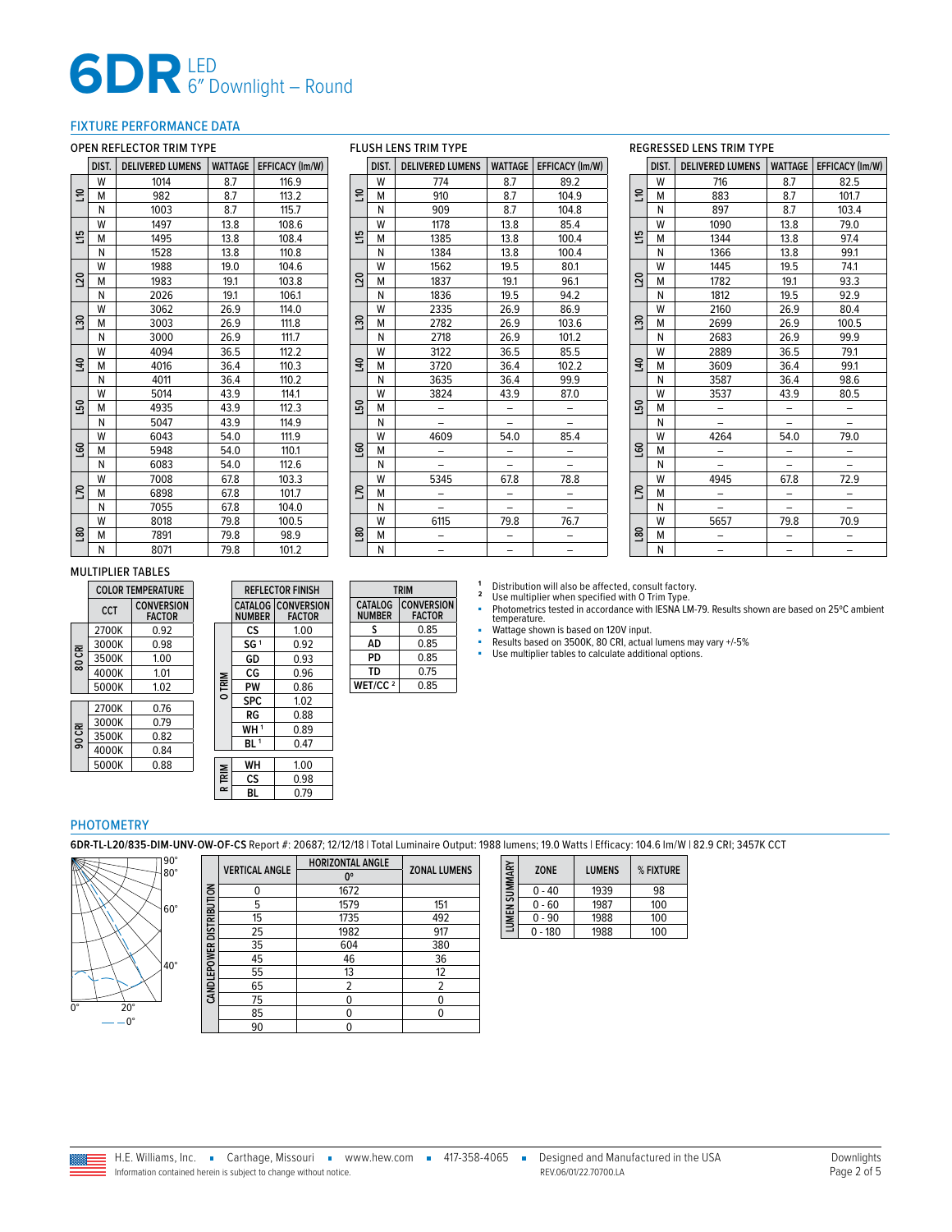# 6DR LED 6" Downlight – Round

## FIXTURE PERFORMANCE DATA

### OPEN REFLECTOR TRIM TYPE

| | DIST. | DELIVERED LUMENS | WATTAGE | EFFICACY (lm/W) |
|---|---|---|---|---|
| L10 | W | 1014 | 8.7 | 116.9 |
| | M | 982 | 8.7 | 113.2 |
| | N | 1003 | 8.7 | 115.7 |
| L15 | W | 1497 | 13.8 | 108.6 |
| | M | 1495 | 13.8 | 108.4 |
| | N | 1528 | 13.8 | 110.8 |
| L20 | W | 1988 | 19.0 | 104.6 |
| | M | 1983 | 19.1 | 103.8 |
| | N | 2026 | 19.1 | 106.1 |
| L30 | W | 3062 | 26.9 | 114.0 |
| | M | 3003 | 26.9 | 111.8 |
| | N | 3000 | 26.9 | 111.7 |
| L40 | W | 4094 | 36.5 | 112.2 |
| | M | 4016 | 36.4 | 110.3 |
| | N | 4011 | 36.4 | 110.2 |
| L50 | W | 5014 | 43.9 | 114.1 |
| | M | 4935 | 43.9 | 112.3 |
| | N | 5047 | 43.9 | 114.9 |
| L60 | W | 6043 | 54.0 | 111.9 |
| | M | 5948 | 54.0 | 110.1 |
| | N | 6083 | 54.0 | 112.6 |
| L70 | W | 7008 | 67.8 | 103.3 |
| | M | 6898 | 67.8 | 101.7 |
| | N | 7055 | 67.8 | 104.0 |
| L80 | W | 8018 | 79.8 | 100.5 |
| | M | 7891 | 79.8 | 98.9 |
| | N | 8071 | 79.8 | 101.2 |

### FLUSH LENS TRIM TYPE

| | DIST. | DELIVERED LUMENS | WATTAGE | EFFICACY (lm/W) |
|---|---|---|---|---|
| L10 | W | 774 | 8.7 | 89.2 |
| | M | 910 | 8.7 | 104.9 |
| | N | 909 | 8.7 | 104.8 |
| L15 | W | 1178 | 13.8 | 85.4 |
| | M | 1385 | 13.8 | 100.4 |
| | N | 1384 | 13.8 | 100.4 |
| L20 | W | 1562 | 19.5 | 80.1 |
| | M | 1837 | 19.1 | 96.1 |
| | N | 1836 | 19.5 | 94.2 |
| L30 | W | 2335 | 26.9 | 86.9 |
| | M | 2782 | 26.9 | 103.6 |
| | N | 2718 | 26.9 | 101.2 |
| L40 | W | 3122 | 36.5 | 85.5 |
| | M | 3720 | 36.4 | 102.2 |
| | N | 3635 | 36.4 | 99.9 |
| L50 | W | 3824 | 43.9 | 87.0 |
| | M | – | – | – |
| | N | – | – | – |
| L60 | W | 4609 | 54.0 | 85.4 |
| | M | – | – | – |
| | N | – | – | – |
| L70 | W | 5345 | 67.8 | 78.8 |
| | M | – | – | – |
| | N | – | – | – |
| L80 | W | 6115 | 79.8 | 76.7 |
| | M | – | – | – |
| | N | – | – | – |

### REGRESSED LENS TRIM TYPE

| | DIST. | DELIVERED LUMENS | WATTAGE | EFFICACY (lm/W) |
|---|---|---|---|---|
| L10 | W | 716 | 8.7 | 82.5 |
| | M | 883 | 8.7 | 101.7 |
| | N | 897 | 8.7 | 103.4 |
| L15 | W | 1090 | 13.8 | 79.0 |
| | M | 1344 | 13.8 | 97.4 |
| | N | 1366 | 13.8 | 99.1 |
| L20 | W | 1445 | 19.5 | 74.1 |
| | M | 1782 | 19.1 | 93.3 |
| | N | 1812 | 19.5 | 92.9 |
| L30 | W | 2160 | 26.9 | 80.4 |
| | M | 2699 | 26.9 | 100.5 |
| | N | 2683 | 26.9 | 99.9 |
| L40 | W | 2889 | 36.5 | 79.1 |
| | M | 3609 | 36.4 | 99.1 |
| | N | 3587 | 36.4 | 98.6 |
| L50 | W | 3537 | 43.9 | 80.5 |
| | M | – | – | – |
| | N | – | – | – |
| L60 | W | 4264 | 54.0 | 79.0 |
| | M | – | – | – |
| | N | – | – | – |
| L70 | W | 4945 | 67.8 | 72.9 |
| | M | – | – | – |
| | N | – | – | – |
| L80 | W | 5657 | 79.8 | 70.9 |
| | M | – | – | – |
| | N | – | – | – |

### MULTIPLIER TABLES

**COLOR TEMPERATURE**

| | CCT | CONVERSION FACTOR |
|---|---|---|
| 80 CRI | 2700K | 0.92 |
| | 3000K | 0.98 |
| | 3500K | 1.00 |
| | 4000K | 1.01 |
| | 5000K | 1.02 |
| 90 CRI | 2700K | 0.76 |
| | 3000K | 0.79 |
| | 3500K | 0.82 |
| | 4000K | 0.84 |
| | 5000K | 0.88 |

**REFLECTOR FINISH**

| | CATALOG NUMBER | CONVERSION FACTOR |
|---|---|---|
| O TRIM | CS | 1.00 |
| | SG [1] | 0.92 |
| | GD | 0.93 |
| | CG | 0.96 |
| | PW | 0.86 |
| | SPC | 1.02 |
| | RG | 0.88 |
| | WH [1] | 0.89 |
| | BL [1] | 0.47 |
| R TRIM | WH | 1.00 |
| | CS | 0.98 |
| | BL | 0.79 |

**TRIM**

| CATALOG NUMBER | CONVERSION FACTOR |
|---|---|
| S | 0.85 |
| AD | 0.85 |
| PD | 0.85 |
| TD | 0.75 |
| WET/CC [2] | 0.85 |

[1] Distribution will also be affected, consult factory.
[2] Use multiplier when specified with O Trim Type.

- Photometrics tested in accordance with IESNA LM-79. Results shown are based on 25ºC ambient temperature.
- Wattage shown is based on 120V input.
- Results based on 3500K, 80 CRI, actual lumens may vary +/-5%
- Use multiplier tables to calculate additional options.

## PHOTOMETRY

**6DR-TL-L20/835-DIM-UNV-OW-OF-CS** Report #: 20687; 12/12/18 | Total Luminaire Output: 1988 lumens; 19.0 Watts | Efficacy: 104.6 lm/W | 82.9 CRI; 3457K CCT

90°
80°
60°
40°
0°
20°
— — 0°

**CANDLEPOWER DISTRIBUTION**

| VERTICAL ANGLE | HORIZONTAL ANGLE 0° | ZONAL LUMENS |
|---|---|---|
| 0 | 1672 | |
| 5 | 1579 | 151 |
| 15 | 1735 | 492 |
| 25 | 1982 | 917 |
| 35 | 604 | 380 |
| 45 | 46 | 36 |
| 55 | 13 | 12 |
| 65 | 2 | 2 |
| 75 | 0 | 0 |
| 85 | 0 | 0 |
| 90 | 0 | |

**LUMEN SUMMARY**

| ZONE | LUMENS | % FIXTURE |
|---|---|---|
| 0 - 40 | 1939 | 98 |
| 0 - 60 | 1987 | 100 |
| 0 - 90 | 1988 | 100 |
| 0 - 180 | 1988 | 100 |

H.E. Williams, Inc. ▪ Carthage, Missouri ▪ www.hew.com ▪ 417-358-4065 ▪ Designed and Manufactured in the USA
Information contained herein is subject to change without notice. REV.06/01/22.70700.LA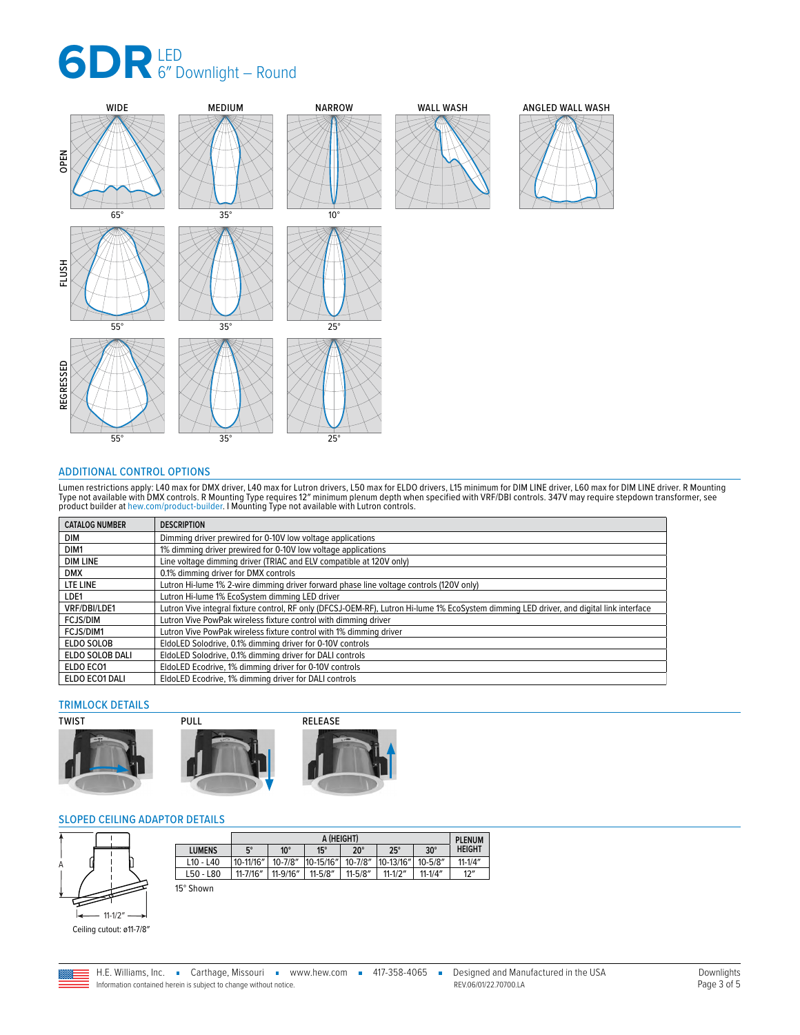# 6DR LED 6" Downlight – Round

WIDE | MEDIUM | NARROW | WALL WASH | ANGLED WALL WASH

OPEN

65° | 35° | 10°

FLUSH

55° | 35° | 25°

REGRESSED

55° | 35° | 25°

## ADDITIONAL CONTROL OPTIONS

Lumen restrictions apply: L40 max for DMX driver, L40 max for Lutron drivers, L50 max for ELDO drivers, L15 minimum for DIM LINE driver, L60 max for DIM LINE driver. R Mounting Type not available with DMX controls. R Mounting Type requires 12" minimum plenum depth when specified with VRF/DBI controls. 347V may require stepdown transformer, see product builder at hew.com/product-builder. I Mounting Type not available with Lutron controls.

| CATALOG NUMBER | DESCRIPTION |
|---|---|
| DIM | Dimming driver prewired for 0-10V low voltage applications |
| DIM1 | 1% dimming driver prewired for 0-10V low voltage applications |
| DIM LINE | Line voltage dimming driver (TRIAC and ELV compatible at 120V only) |
| DMX | 0.1% dimming driver for DMX controls |
| LTE LINE | Lutron Hi-lume 1% 2-wire dimming driver forward phase line voltage controls (120V only) |
| LDE1 | Lutron Hi-lume 1% EcoSystem dimming LED driver |
| VRF/DBI/LDE1 | Lutron Vive integral fixture control, RF only (DFCSJ-OEM-RF), Lutron Hi-lume 1% EcoSystem dimming LED driver, and digital link interface |
| FCJS/DIM | Lutron Vive PowPak wireless fixture control with dimming driver |
| FCJS/DIM1 | Lutron Vive PowPak wireless fixture control with 1% dimming driver |
| ELDO SOLOB | EldoLED Solodrive, 0.1% dimming driver for 0-10V controls |
| ELDO SOLOB DALI | EldoLED Solodrive, 0.1% dimming driver for DALI controls |
| ELDO ECO1 | EldoLED Ecodrive, 1% dimming driver for 0-10V controls |
| ELDO ECO1 DALI | EldoLED Ecodrive, 1% dimming driver for DALI controls |

## TRIMLOCK DETAILS

TWIST | PULL | RELEASE

## SLOPED CEILING ADAPTOR DETAILS

A

11-1/2"

Ceiling cutout: ø11-7/8"

| | A (HEIGHT) | | | | | | PLENUM HEIGHT |
|---|---|---|---|---|---|---|---|
| LUMENS | 5° | 10° | 15° | 20° | 25° | 30° | |
| L10 - L40 | 10-11/16" | 10-7/8" | 10-15/16" | 10-7/8" | 10-13/16" | 10-5/8" | 11-1/4" |
| L50 - L80 | 11-7/16" | 11-9/16" | 11-5/8" | 11-5/8" | 11-1/2" | 11-1/4" | 12" |

15° Shown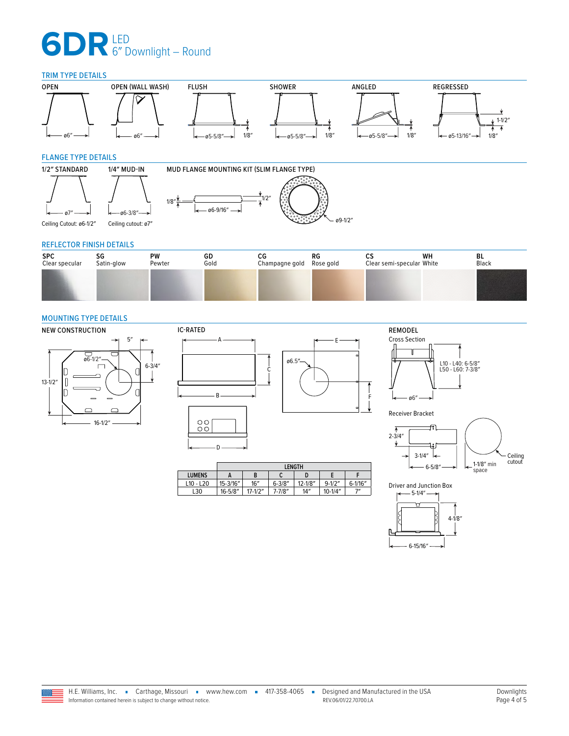# 6DR LED 6″ Downlight – Round

## TRIM TYPE DETAILS

OPEN

ø6″

OPEN (WALL WASH)

ø6″

FLUSH

ø5-5/8″

1/8″

SHOWER

ø5-5/8″

1/8″

ANGLED

ø5-5/8″

1/8″

REGRESSED

ø5-13/16″

1/8″

1-1/2″

## FLANGE TYPE DETAILS

1/2″ STANDARD

ø7″

Ceiling Cutout: ø6-1/2″

1/4″ MUD-IN

ø6-3/8″

Ceiling cutout: ø7″

MUD FLANGE MOUNTING KIT (SLIM FLANGE TYPE)

1/8″

1/2″

ø6-9/16″

ø9-1/2″

## REFLECTOR FINISH DETAILS

**SPC** Clear specular

**SG** Satin-glow

**PW** Pewter

**GD** Gold

**CG** Champagne gold

**RG** Rose gold

**CS** Clear semi-specular

**WH** White

**BL** Black

## MOUNTING TYPE DETAILS

### NEW CONSTRUCTION

5″

ø6-1/2″

6-3/4″

13-1/2″

16-1/2″

### IC-RATED

A

B

C

D

E

F

ø6.5″

| | LENGTH | | | | | |
|---|---|---|---|---|---|---|
| LUMENS | A | B | C | D | E | F |
| L10 - L20 | 15-3/16″ | 16″ | 6-3/8″ | 12-1/8″ | 9-1/2″ | 6-1/16″ |
| L30 | 16-5/8″ | 17-1/2″ | 7-7/8″ | 14″ | 10-1/4″ | 7″ |

### REMODEL

Cross Section

L10 - L40: 6-5/8″
L50 - L60: 7-3/8″

ø6″

Receiver Bracket

2-3/4″

3-1/4″

6-5/8″

1-1/8″ min space

Ceiling cutout

Driver and Junction Box

5-1/4″

4-1/8″

6-15/16″

H.E. Williams, Inc. ▪ Carthage, Missouri ▪ www.hew.com ▪ 417-358-4065 ▪ Designed and Manufactured in the USA

Information contained herein is subject to change without notice. REV.06/01/22.70700.LA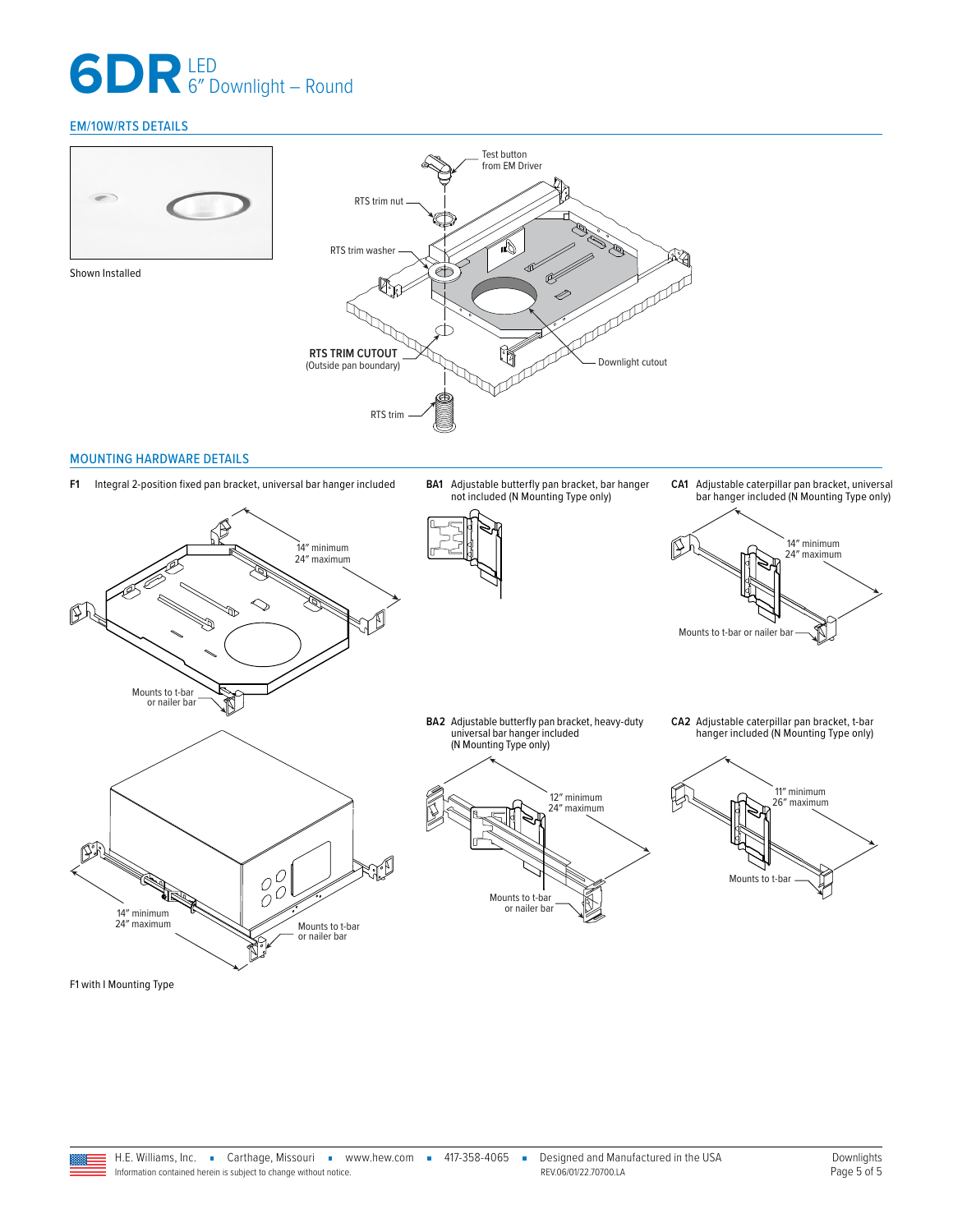# 6DR LED 6″ Downlight – Round

## EM/10W/RTS DETAILS

Shown Installed

Test button from EM Driver

RTS trim nut

RTS trim washer

**RTS TRIM CUTOUT**
(Outside pan boundary)

Downlight cutout

RTS trim

## MOUNTING HARDWARE DETAILS

**F1** Integral 2-position fixed pan bracket, universal bar hanger included

14″ minimum
24″ maximum

Mounts to t-bar or nailer bar

14″ minimum
24″ maximum

Mounts to t-bar or nailer bar

F1 with I Mounting Type

**BA1** Adjustable butterfly pan bracket, bar hanger not included (N Mounting Type only)

**CA1** Adjustable caterpillar pan bracket, universal bar hanger included (N Mounting Type only)

14″ minimum
24″ maximum

Mounts to t-bar or nailer bar

**BA2** Adjustable butterfly pan bracket, heavy-duty universal bar hanger included (N Mounting Type only)

12″ minimum
24″ maximum

Mounts to t-bar or nailer bar

**CA2** Adjustable caterpillar pan bracket, t-bar hanger included (N Mounting Type only)

11″ minimum
26″ maximum

Mounts to t-bar

H.E. Williams, Inc. ▪ Carthage, Missouri ▪ www.hew.com ▪ 417-358-4065 ▪ Designed and Manufactured in the USA
Information contained herein is subject to change without notice. REV.06/01/22.70700.LA